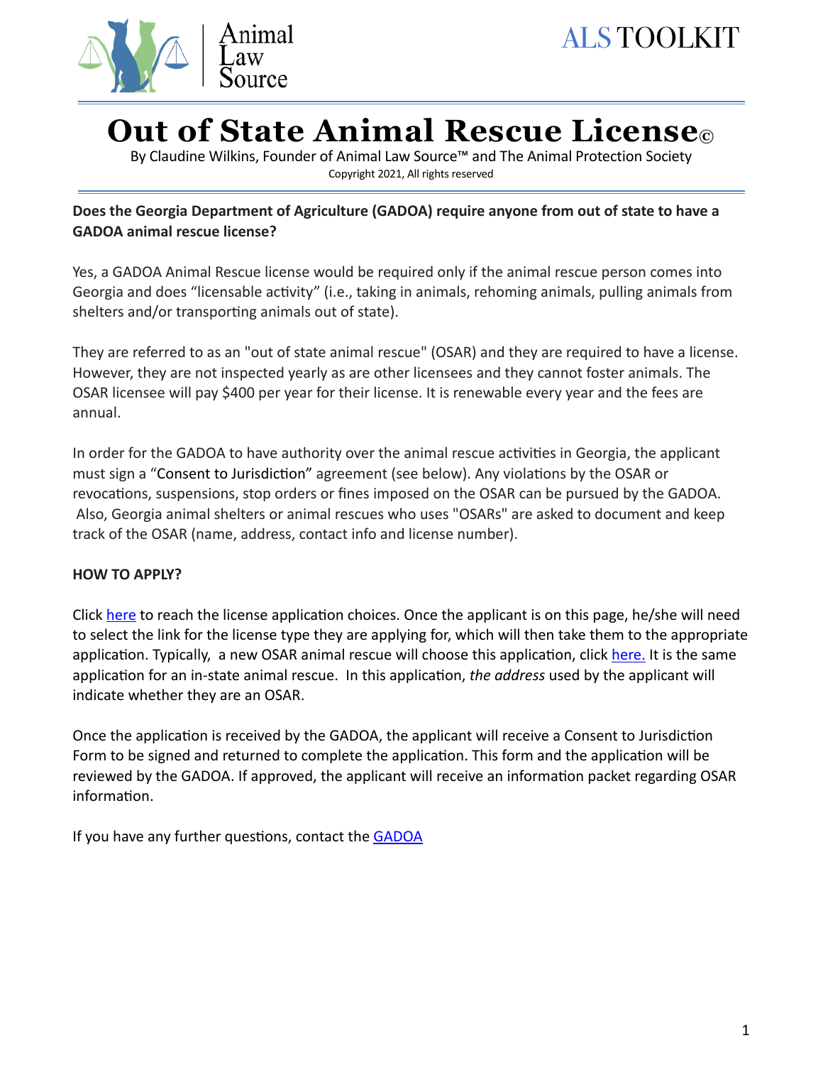# Out of State Animal Rescue License©

By Claudine Wilkins, Founder of Animal Law Source™ and The Animal Protection Society

Copyright 2021, All rights reserved

**Does the Georgia Department of Agriculture (GADOA) require anyone from out of state to have a GADOA animal rescue license?**

Yes, a GADOA Animal Rescue license would be required only if the animal rescue person comes into Georgia and does "licensable activity" (i.e., taking in animals, rehoming animals, pulling animals from shelters and/or transporting animals out of state).

They are referred to as an "out of state animal rescue" (OSAR) and they are required to have a license. However, they are not inspected yearly as are other licensees and they cannot foster animals. The OSAR licensee will pay $400 per year for their license. It is renewable every year and the fees are annual.

In order for the GADOA to have authority over the animal rescue activities in Georgia, the applicant must sign a "Consent to Jurisdiction" agreement (see below). Any violations by the OSAR or revocations, suspensions, stop orders or fines imposed on the OSAR can be pursued by the GADOA. Also, Georgia animal shelters or animal rescues who uses "OSARs" are asked to document and keep track of the OSAR (name, address, contact info and license number).

**HOW TO APPLY?**

Click here to reach the license application choices. Once the applicant is on this page, he/she will need to select the link for the license type they are applying for, which will then take them to the appropriate application. Typically, a new OSAR animal rescue will choose this application, click here. It is the same application for an in-state animal rescue. In this application, *the address* used by the applicant will indicate whether they are an OSAR.

Once the application is received by the GADOA, the applicant will receive a Consent to Jurisdiction Form to be signed and returned to complete the application. This form and the application will be reviewed by the GADOA. If approved, the applicant will receive an information packet regarding OSAR information.

If you have any further questions, contact the GADOA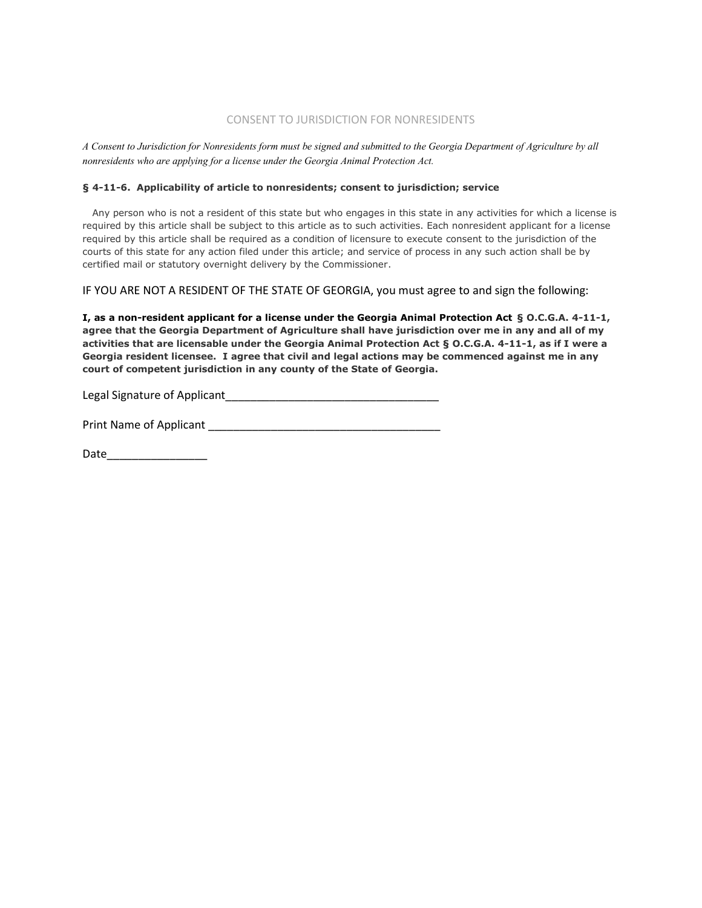# CONSENT TO JURISDICTION FOR NONRESIDENTS

*A Consent to Jurisdiction for Nonresidents form must be signed and submitted to the Georgia Department of Agriculture by all nonresidents who are applying for a license under the Georgia Animal Protection Act.*

**§ 4-11-6. Applicability of article to nonresidents; consent to jurisdiction; service**

Any person who is not a resident of this state but who engages in this state in any activities for which a license is required by this article shall be subject to this article as to such activities. Each nonresident applicant for a license required by this article shall be required as a condition of licensure to execute consent to the jurisdiction of the courts of this state for any action filed under this article; and service of process in any such action shall be by certified mail or statutory overnight delivery by the Commissioner.

IF YOU ARE NOT A RESIDENT OF THE STATE OF GEORGIA, you must agree to and sign the following:

**I, as a non-resident applicant for a license under the Georgia Animal Protection Act § O.C.G.A. 4-11-1, agree that the Georgia Department of Agriculture shall have jurisdiction over me in any and all of my activities that are licensable under the Georgia Animal Protection Act § O.C.G.A. 4-11-1, as if I were a Georgia resident licensee. I agree that civil and legal actions may be commenced against me in any court of competent jurisdiction in any county of the State of Georgia.**

Legal Signature of Applicant_________________________________

Print Name of Applicant ___________________________________

Date_______________